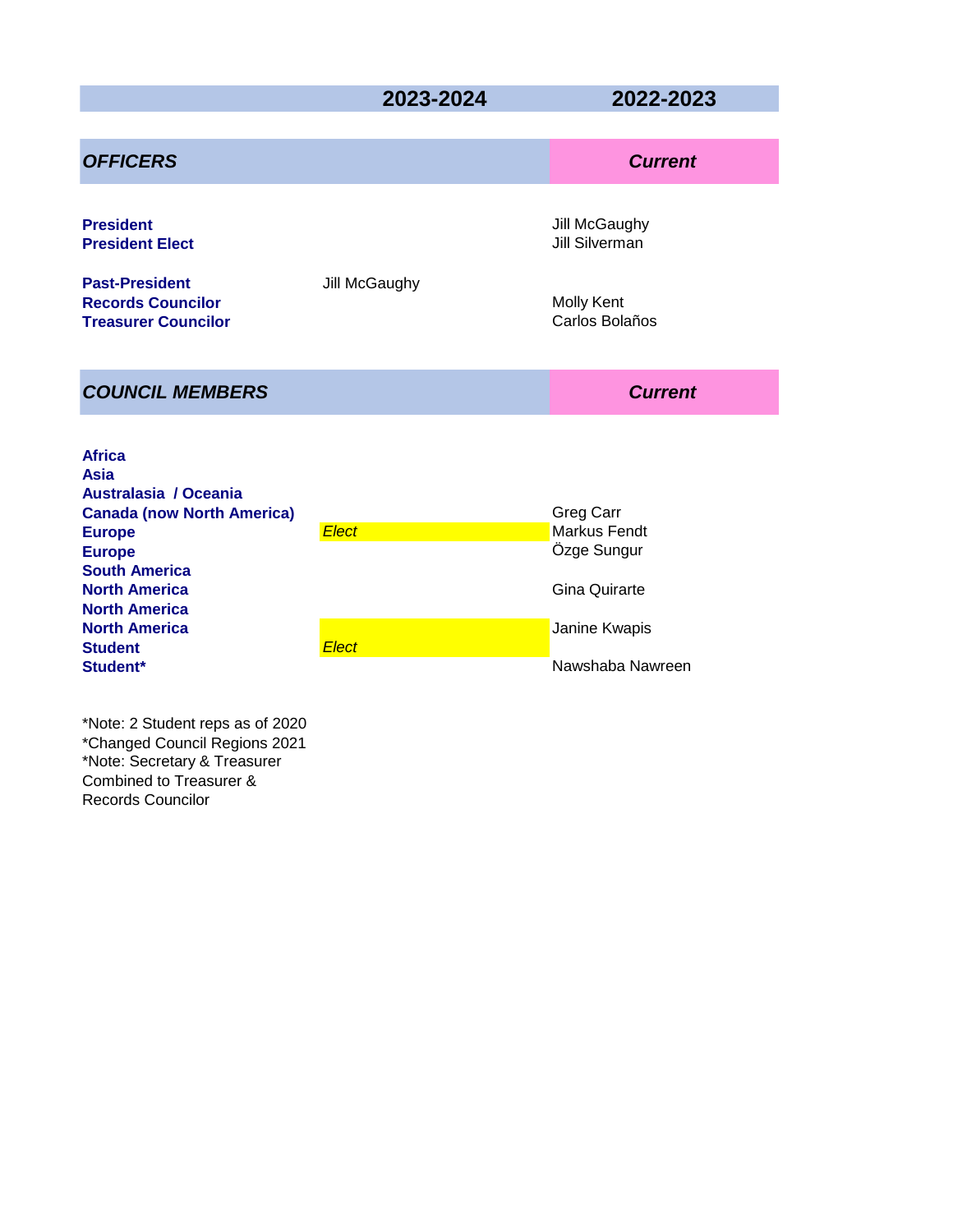| | 2023-2024 | 2022-2023 |
|---|---|---|
| ***OFFICERS*** | | ***Current*** |
| **President** | | Jill McGaughy |
| **President Elect** | | Jill Silverman |
| **Past-President** | Jill McGaughy | |
| **Records Councilor** | | Molly Kent |
| **Treasurer Councilor** | | Carlos Bolaños |
| ***COUNCIL MEMBERS*** | | ***Current*** |
| **Africa** | | |
| **Asia** | | |
| **Australasia / Oceania** | | |
| **Canada (now North America)** | | Greg Carr |
| **Europe** | *Elect* | Markus Fendt |
| **Europe** | | Özge Sungur |
| **South America** | | |
| **North America** | | Gina Quirarte |
| **North America** | | |
| **North America** | | Janine Kwapis |
| **Student** | *Elect* | |
| **Student*** | | Nawshaba Nawreen |

*Note: 2 Student reps as of 2020
*Changed Council Regions 2021
*Note: Secretary & Treasurer Combined to Treasurer & Records Councilor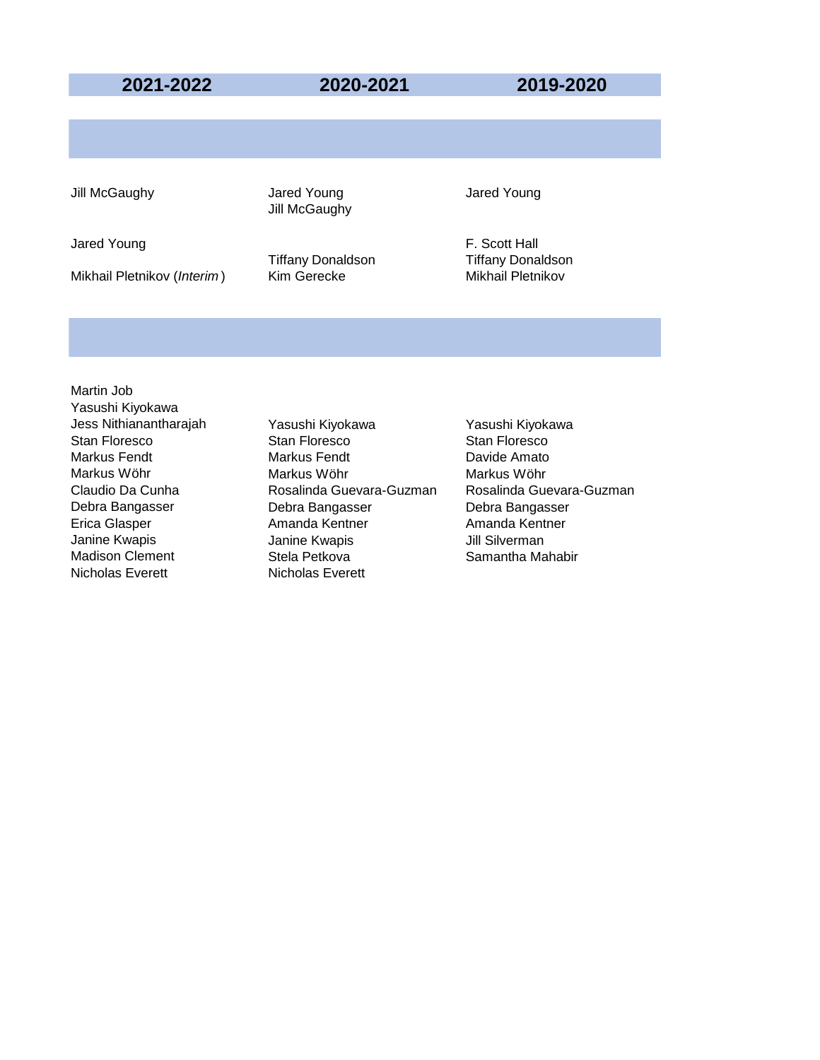| 2021-2022 | 2020-2021 | 2019-2020 |
|---|---|---|
| | | |
| Jill McGaughy | Jared Young<br>Jill McGaughy | Jared Young |
| Jared Young | | F. Scott Hall |
| | Tiffany Donaldson | Tiffany Donaldson |
| Mikhail Pletnikov (*Interim*) | Kim Gerecke | Mikhail Pletnikov |
| | | |
| Martin Job | | |
| Yasushi Kiyokawa | | |
| Jess Nithianantharajah | Yasushi Kiyokawa | Yasushi Kiyokawa |
| Stan Floresco | Stan Floresco | Stan Floresco |
| Markus Fendt | Markus Fendt | Davide Amato |
| Markus Wöhr | Markus Wöhr | Markus Wöhr |
| Claudio Da Cunha | Rosalinda Guevara-Guzman | Rosalinda Guevara-Guzman |
| Debra Bangasser | Debra Bangasser | Debra Bangasser |
| Erica Glasper | Amanda Kentner | Amanda Kentner |
| Janine Kwapis | Janine Kwapis | Jill Silverman |
| Madison Clement | Stela Petkova | Samantha Mahabir |
| Nicholas Everett | Nicholas Everett | |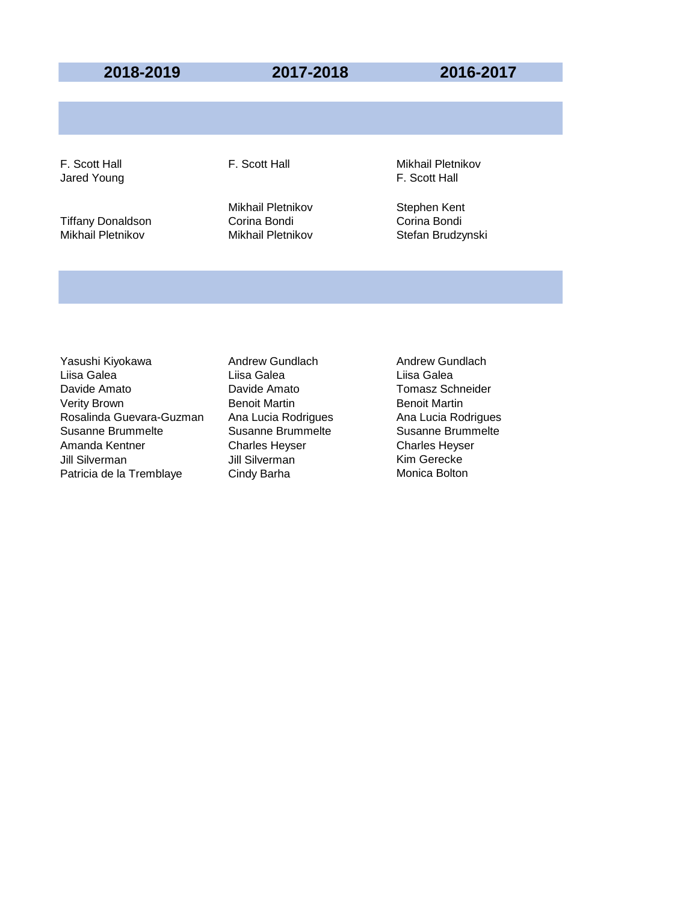| 2018-2019 | 2017-2018 | 2016-2017 |
|---|---|---|
| | | |
| F. Scott Hall | F. Scott Hall | Mikhail Pletnikov |
| Jared Young | | F. Scott Hall |
| | Mikhail Pletnikov | Stephen Kent |
| Tiffany Donaldson | Corina Bondi | Corina Bondi |
| Mikhail Pletnikov | Mikhail Pletnikov | Stefan Brudzynski |
| | | |
| Yasushi Kiyokawa | Andrew Gundlach | Andrew Gundlach |
| Liisa Galea | Liisa Galea | Liisa Galea |
| Davide Amato | Davide Amato | Tomasz Schneider |
| Verity Brown | Benoit Martin | Benoit Martin |
| Rosalinda Guevara-Guzman | Ana Lucia Rodrigues | Ana Lucia Rodrigues |
| Susanne Brummelte | Susanne Brummelte | Susanne Brummelte |
| Amanda Kentner | Charles Heyser | Charles Heyser |
| Jill Silverman | Jill Silverman | Kim Gerecke |
| Patricia de la Tremblaye | Cindy Barha | Monica Bolton |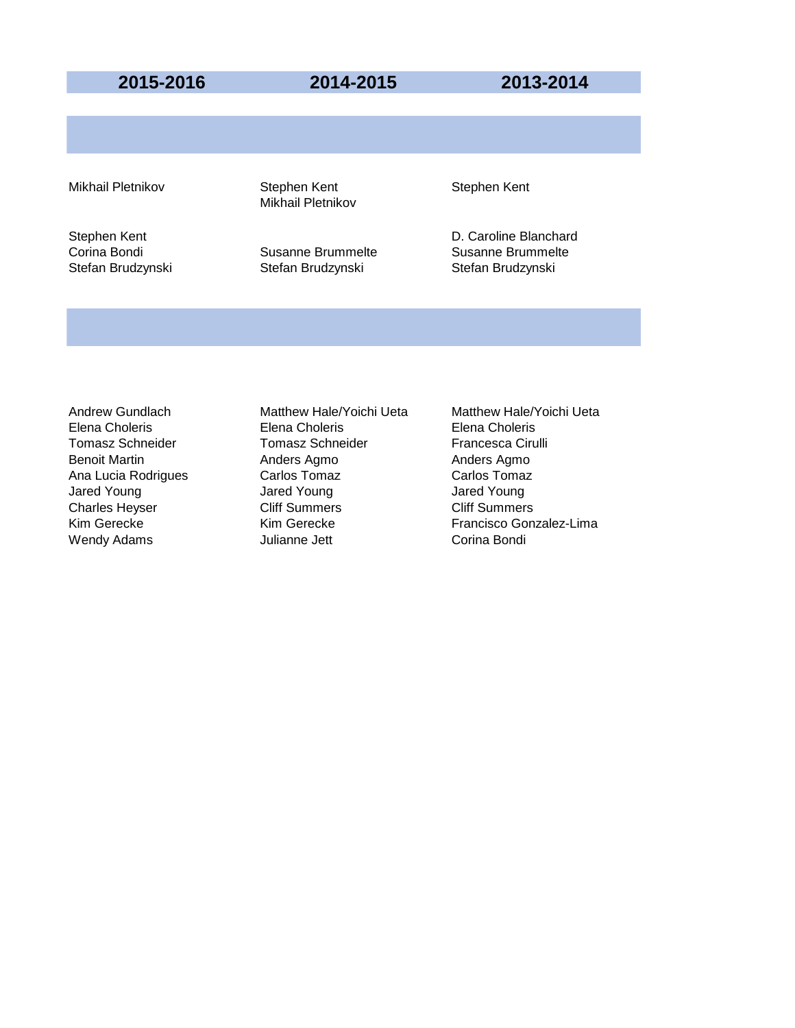| 2015-2016 | 2014-2015 | 2013-2014 |
|---|---|---|
| | | |
| Mikhail Pletnikov | Stephen Kent<br>Mikhail Pletnikov | Stephen Kent |
| Stephen Kent<br>Corina Bondi<br>Stefan Brudzynski | Susanne Brummelte<br>Stefan Brudzynski | D. Caroline Blanchard<br>Susanne Brummelte<br>Stefan Brudzynski |
| | | |
| Andrew Gundlach | Matthew Hale/Yoichi Ueta | Matthew Hale/Yoichi Ueta |
| Elena Choleris | Elena Choleris | Elena Choleris |
| Tomasz Schneider | Tomasz Schneider | Francesca Cirulli |
| Benoit Martin | Anders Agmo | Anders Agmo |
| Ana Lucia Rodrigues | Carlos Tomaz | Carlos Tomaz |
| Jared Young | Jared Young | Jared Young |
| Charles Heyser | Cliff Summers | Cliff Summers |
| Kim Gerecke | Kim Gerecke | Francisco Gonzalez-Lima |
| Wendy Adams | Julianne Jett | Corina Bondi |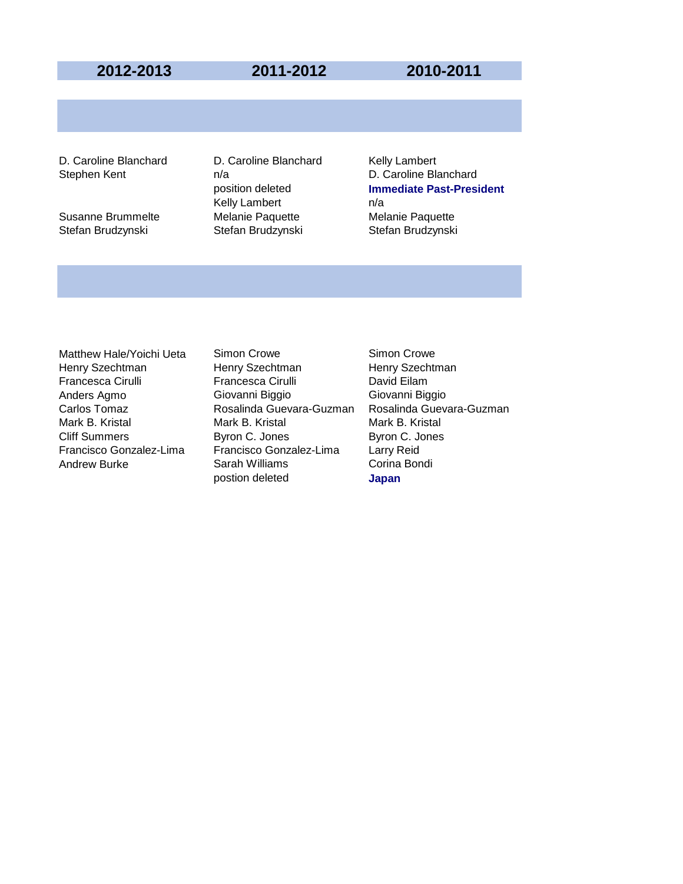| 2012-2013 | 2011-2012 | 2010-2011 |
|---|---|---|
| | | |
| D. Caroline Blanchard | D. Caroline Blanchard | Kelly Lambert |
| Stephen Kent | n/a | D. Caroline Blanchard |
| | position deleted | **Immediate Past-President** |
| | Kelly Lambert | n/a |
| Susanne Brummelte | Melanie Paquette | Melanie Paquette |
| Stefan Brudzynski | Stefan Brudzynski | Stefan Brudzynski |
| | | |
| Matthew Hale/Yoichi Ueta | Simon Crowe | Simon Crowe |
| Henry Szechtman | Henry Szechtman | Henry Szechtman |
| Francesca Cirulli | Francesca Cirulli | David Eilam |
| Anders Agmo | Giovanni Biggio | Giovanni Biggio |
| Carlos Tomaz | Rosalinda Guevara-Guzman | Rosalinda Guevara-Guzman |
| Mark B. Kristal | Mark B. Kristal | Mark B. Kristal |
| Cliff Summers | Byron C. Jones | Byron C. Jones |
| Francisco Gonzalez-Lima | Francisco Gonzalez-Lima | Larry Reid |
| Andrew Burke | Sarah Williams | Corina Bondi |
| | postion deleted | **Japan** |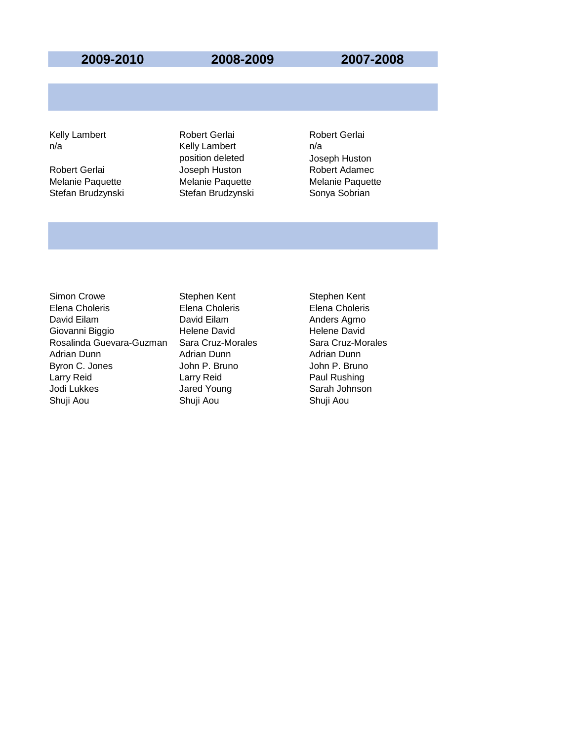| 2009-2010 | 2008-2009 | 2007-2008 |
|---|---|---|
| | | |
| Kelly Lambert | Robert Gerlai | Robert Gerlai |
| n/a | Kelly Lambert | n/a |
| | position deleted | Joseph Huston |
| Robert Gerlai | Joseph Huston | Robert Adamec |
| Melanie Paquette | Melanie Paquette | Melanie Paquette |
| Stefan Brudzynski | Stefan Brudzynski | Sonya Sobrian |
| | | |
| Simon Crowe | Stephen Kent | Stephen Kent |
| Elena Choleris | Elena Choleris | Elena Choleris |
| David Eilam | David Eilam | Anders Agmo |
| Giovanni Biggio | Helene David | Helene David |
| Rosalinda Guevara-Guzman | Sara Cruz-Morales | Sara Cruz-Morales |
| Adrian Dunn | Adrian Dunn | Adrian Dunn |
| Byron C. Jones | John P. Bruno | John P. Bruno |
| Larry Reid | Larry Reid | Paul Rushing |
| Jodi Lukkes | Jared Young | Sarah Johnson |
| Shuji Aou | Shuji Aou | Shuji Aou |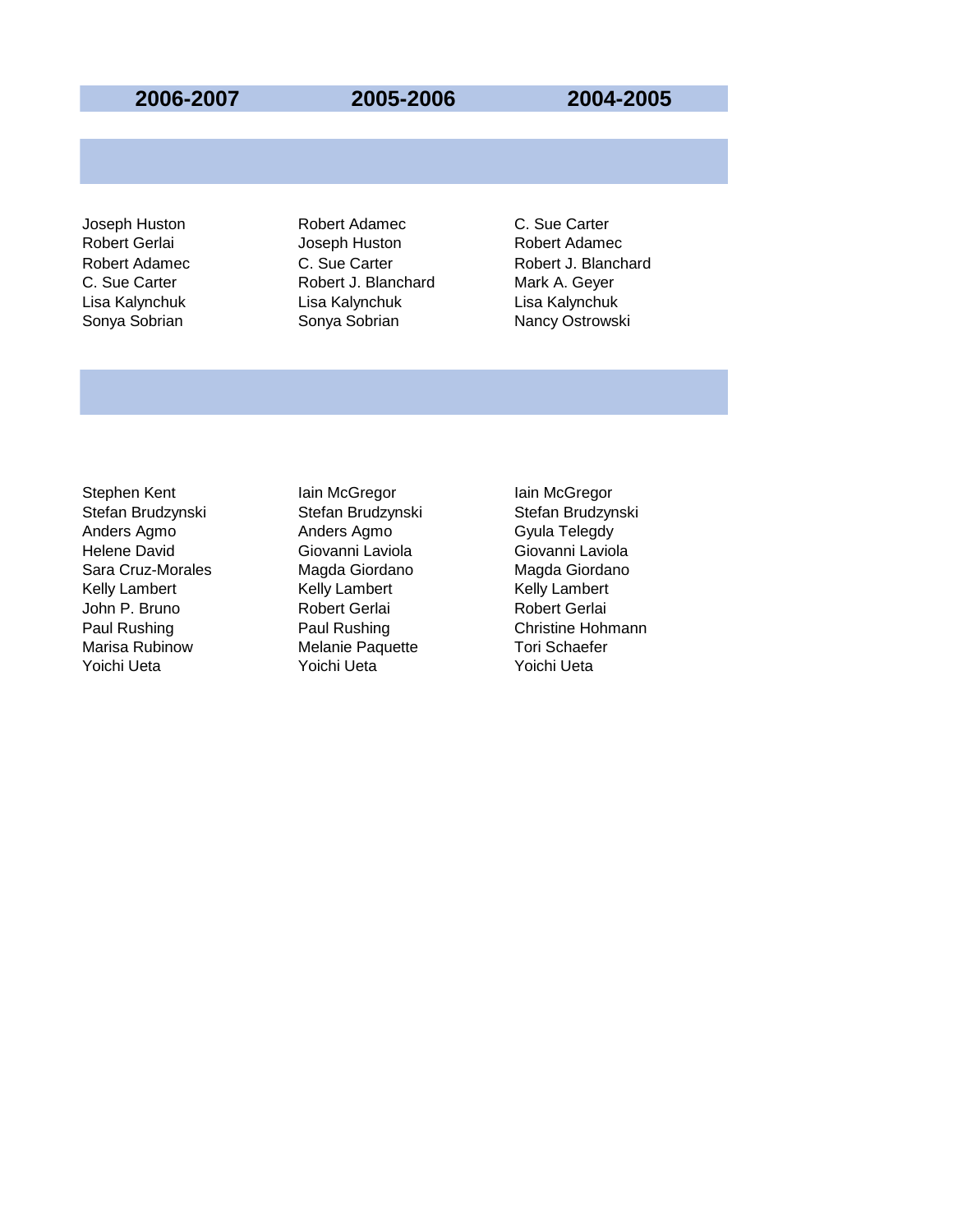| 2006-2007 | 2005-2006 | 2004-2005 |
|---|---|---|
| Joseph Huston | Robert Adamec | C. Sue Carter |
| Robert Gerlai | Joseph Huston | Robert Adamec |
| Robert Adamec | C. Sue Carter | Robert J. Blanchard |
| C. Sue Carter | Robert J. Blanchard | Mark A. Geyer |
| Lisa Kalynchuk | Lisa Kalynchuk | Lisa Kalynchuk |
| Sonya Sobrian | Sonya Sobrian | Nancy Ostrowski |

| 2006-2007 | 2005-2006 | 2004-2005 |
|---|---|---|
| Stephen Kent | Iain McGregor | Iain McGregor |
| Stefan Brudzynski | Stefan Brudzynski | Stefan Brudzynski |
| Anders Agmo | Anders Agmo | Gyula Telegdy |
| Helene David | Giovanni Laviola | Giovanni Laviola |
| Sara Cruz-Morales | Magda Giordano | Magda Giordano |
| Kelly Lambert | Kelly Lambert | Kelly Lambert |
| John P. Bruno | Robert Gerlai | Robert Gerlai |
| Paul Rushing | Paul Rushing | Christine Hohmann |
| Marisa Rubinow | Melanie Paquette | Tori Schaefer |
| Yoichi Ueta | Yoichi Ueta | Yoichi Ueta |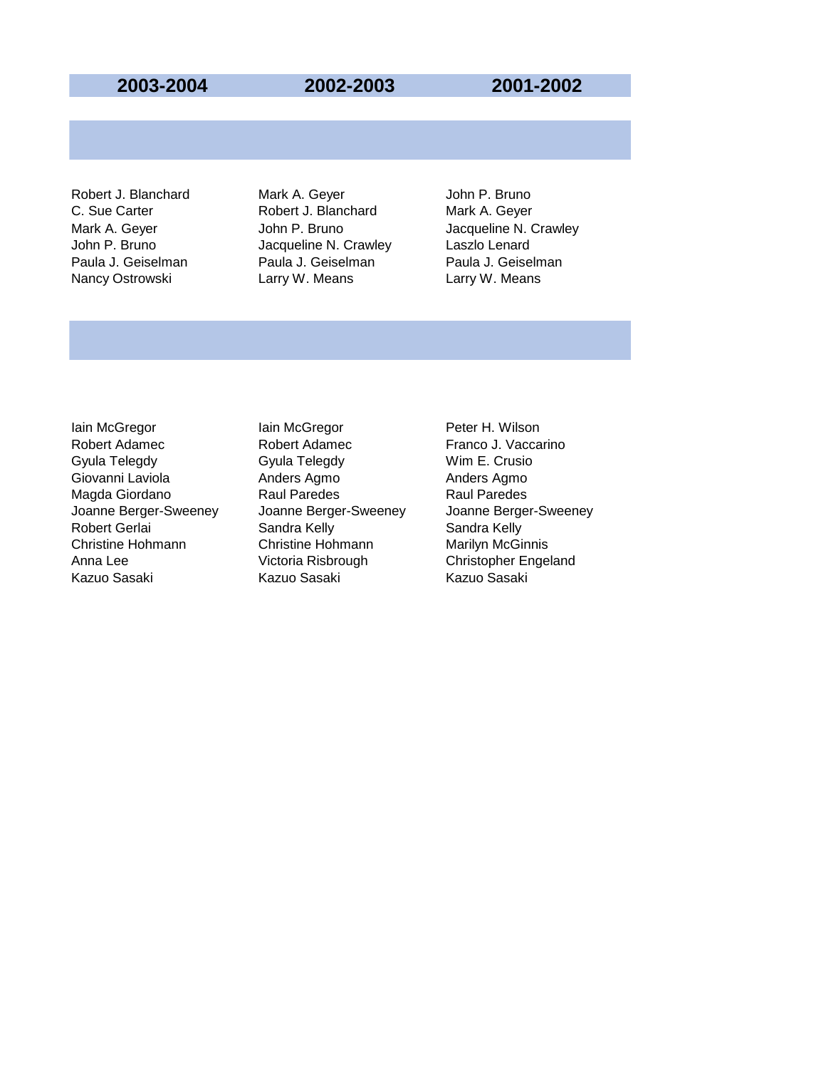| 2003-2004 | 2002-2003 | 2001-2002 |
|---|---|---|
| Robert J. Blanchard | Mark A. Geyer | John P. Bruno |
| C. Sue Carter | Robert J. Blanchard | Mark A. Geyer |
| Mark A. Geyer | John P. Bruno | Jacqueline N. Crawley |
| John P. Bruno | Jacqueline N. Crawley | Laszlo Lenard |
| Paula J. Geiselman | Paula J. Geiselman | Paula J. Geiselman |
| Nancy Ostrowski | Larry W. Means | Larry W. Means |
| | | |
| Iain McGregor | Iain McGregor | Peter H. Wilson |
| Robert Adamec | Robert Adamec | Franco J. Vaccarino |
| Gyula Telegdy | Gyula Telegdy | Wim E. Crusio |
| Giovanni Laviola | Anders Agmo | Anders Agmo |
| Magda Giordano | Raul Paredes | Raul Paredes |
| Joanne Berger-Sweeney | Joanne Berger-Sweeney | Joanne Berger-Sweeney |
| Robert Gerlai | Sandra Kelly | Sandra Kelly |
| Christine Hohmann | Christine Hohmann | Marilyn McGinnis |
| Anna Lee | Victoria Risbrough | Christopher Engeland |
| Kazuo Sasaki | Kazuo Sasaki | Kazuo Sasaki |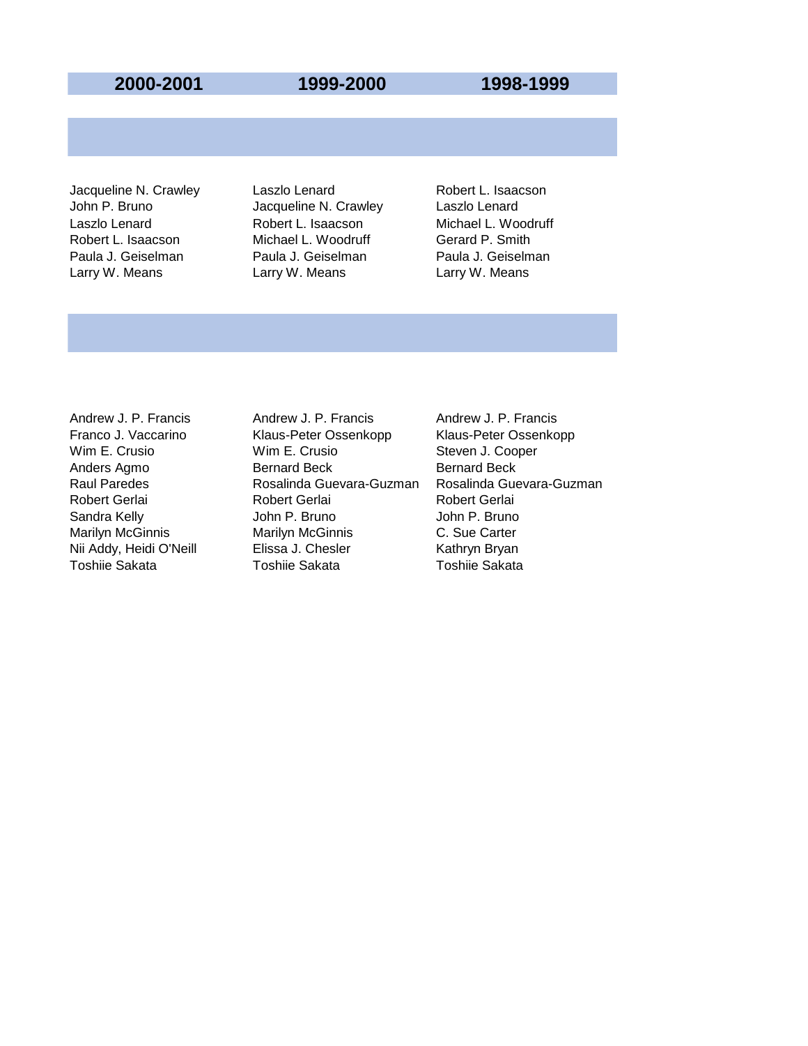| 2000-2001 | 1999-2000 | 1998-1999 |
|---|---|---|
| | | |
| Jacqueline N. Crawley | Laszlo Lenard | Robert L. Isaacson |
| John P. Bruno | Jacqueline N. Crawley | Laszlo Lenard |
| Laszlo Lenard | Robert L. Isaacson | Michael L. Woodruff |
| Robert L. Isaacson | Michael L. Woodruff | Gerard P. Smith |
| Paula J. Geiselman | Paula J. Geiselman | Paula J. Geiselman |
| Larry W. Means | Larry W. Means | Larry W. Means |
| | | |
| Andrew J. P. Francis | Andrew J. P. Francis | Andrew J. P. Francis |
| Franco J. Vaccarino | Klaus-Peter Ossenkopp | Klaus-Peter Ossenkopp |
| Wim E. Crusio | Wim E. Crusio | Steven J. Cooper |
| Anders Agmo | Bernard Beck | Bernard Beck |
| Raul Paredes | Rosalinda Guevara-Guzman | Rosalinda Guevara-Guzman |
| Robert Gerlai | Robert Gerlai | Robert Gerlai |
| Sandra Kelly | John P. Bruno | John P. Bruno |
| Marilyn McGinnis | Marilyn McGinnis | C. Sue Carter |
| Nii Addy, Heidi O'Neill | Elissa J. Chesler | Kathryn Bryan |
| Toshiie Sakata | Toshiie Sakata | Toshiie Sakata |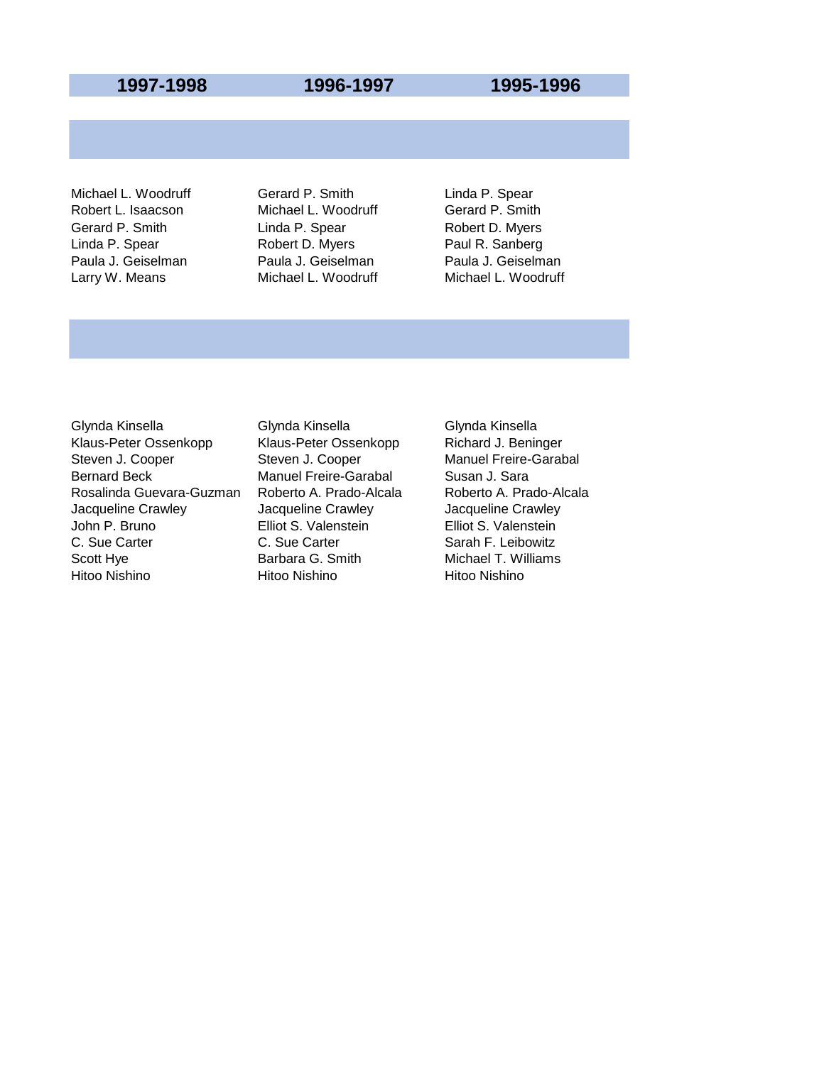| 1997-1998 | 1996-1997 | 1995-1996 |
|---|---|---|
| | | |
| Michael L. Woodruff | Gerard P. Smith | Linda P. Spear |
| Robert L. Isaacson | Michael L. Woodruff | Gerard P. Smith |
| Gerard P. Smith | Linda P. Spear | Robert D. Myers |
| Linda P. Spear | Robert D. Myers | Paul R. Sanberg |
| Paula J. Geiselman | Paula J. Geiselman | Paula J. Geiselman |
| Larry W. Means | Michael L. Woodruff | Michael L. Woodruff |
| | | |
| Glynda Kinsella | Glynda Kinsella | Glynda Kinsella |
| Klaus-Peter Ossenkopp | Klaus-Peter Ossenkopp | Richard J. Beninger |
| Steven J. Cooper | Steven J. Cooper | Manuel Freire-Garabal |
| Bernard Beck | Manuel Freire-Garabal | Susan J. Sara |
| Rosalinda Guevara-Guzman | Roberto A. Prado-Alcala | Roberto A. Prado-Alcala |
| Jacqueline Crawley | Jacqueline Crawley | Jacqueline Crawley |
| John P. Bruno | Elliot S. Valenstein | Elliot S. Valenstein |
| C. Sue Carter | C. Sue Carter | Sarah F. Leibowitz |
| Scott Hye | Barbara G. Smith | Michael T. Williams |
| Hitoo Nishino | Hitoo Nishino | Hitoo Nishino |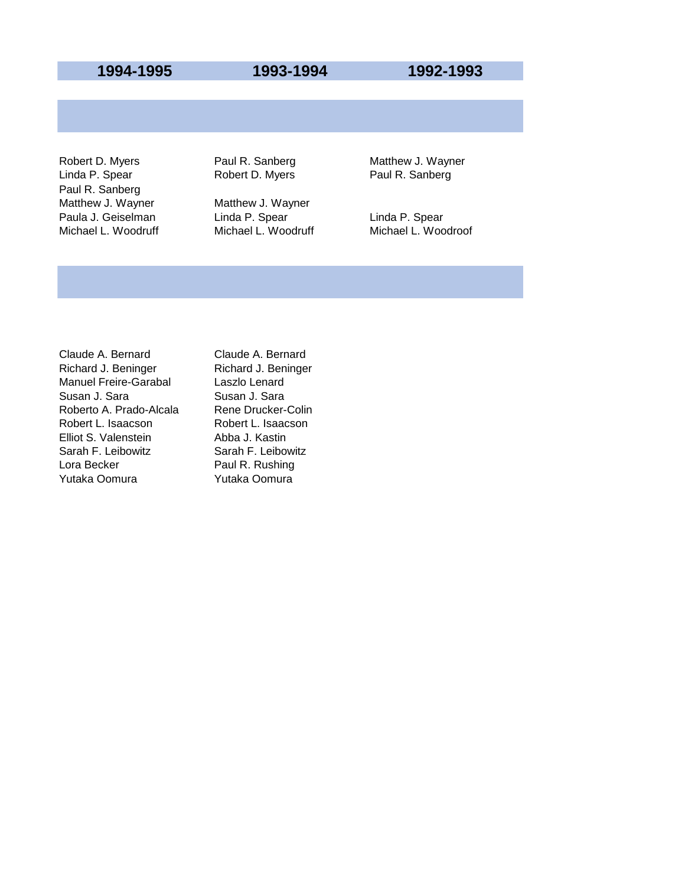| 1994-1995 | 1993-1994 | 1992-1993 |
|---|---|---|
| | | |
| Robert D. Myers | Paul R. Sanberg | Matthew J. Wayner |
| Linda P. Spear | Robert D. Myers | Paul R. Sanberg |
| Paul R. Sanberg | | |
| Matthew J. Wayner | Matthew J. Wayner | |
| Paula J. Geiselman | Linda P. Spear | Linda P. Spear |
| Michael L. Woodruff | Michael L. Woodruff | Michael L. Woodroof |
| | | |
| Claude A. Bernard | Claude A. Bernard | |
| Richard J. Beninger | Richard J. Beninger | |
| Manuel Freire-Garabal | Laszlo Lenard | |
| Susan J. Sara | Susan J. Sara | |
| Roberto A. Prado-Alcala | Rene Drucker-Colin | |
| Robert L. Isaacson | Robert L. Isaacson | |
| Elliot S. Valenstein | Abba J. Kastin | |
| Sarah F. Leibowitz | Sarah F. Leibowitz | |
| Lora Becker | Paul R. Rushing | |
| Yutaka Oomura | Yutaka Oomura | |